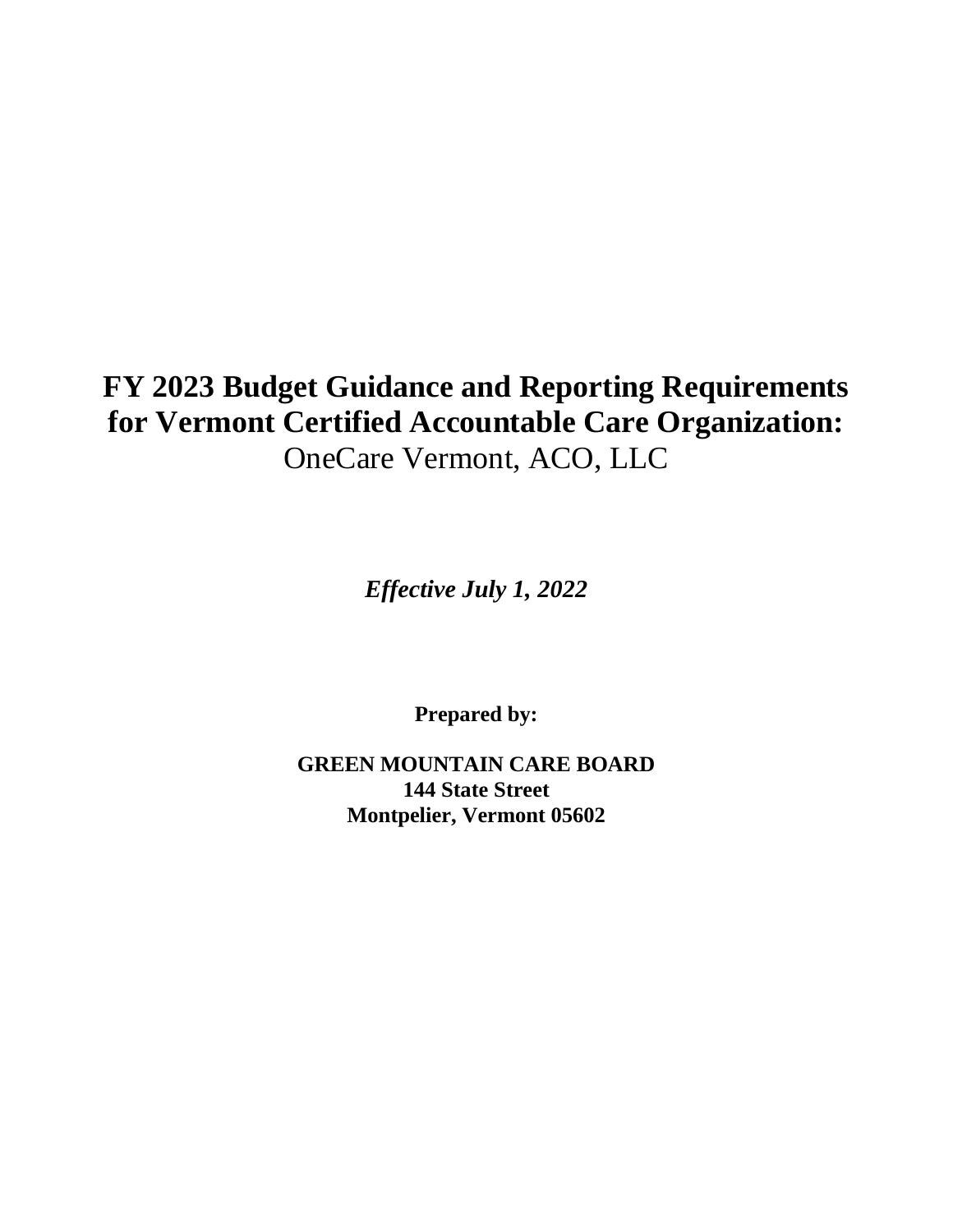# FY 2023 Budget Guidance and Reporting Requirements for Vermont Certified Accountable Care Organization:

OneCare Vermont, ACO, LLC

***Effective July 1, 2022***

**Prepared by:**

**GREEN MOUNTAIN CARE BOARD**
**144 State Street**
**Montpelier, Vermont 05602**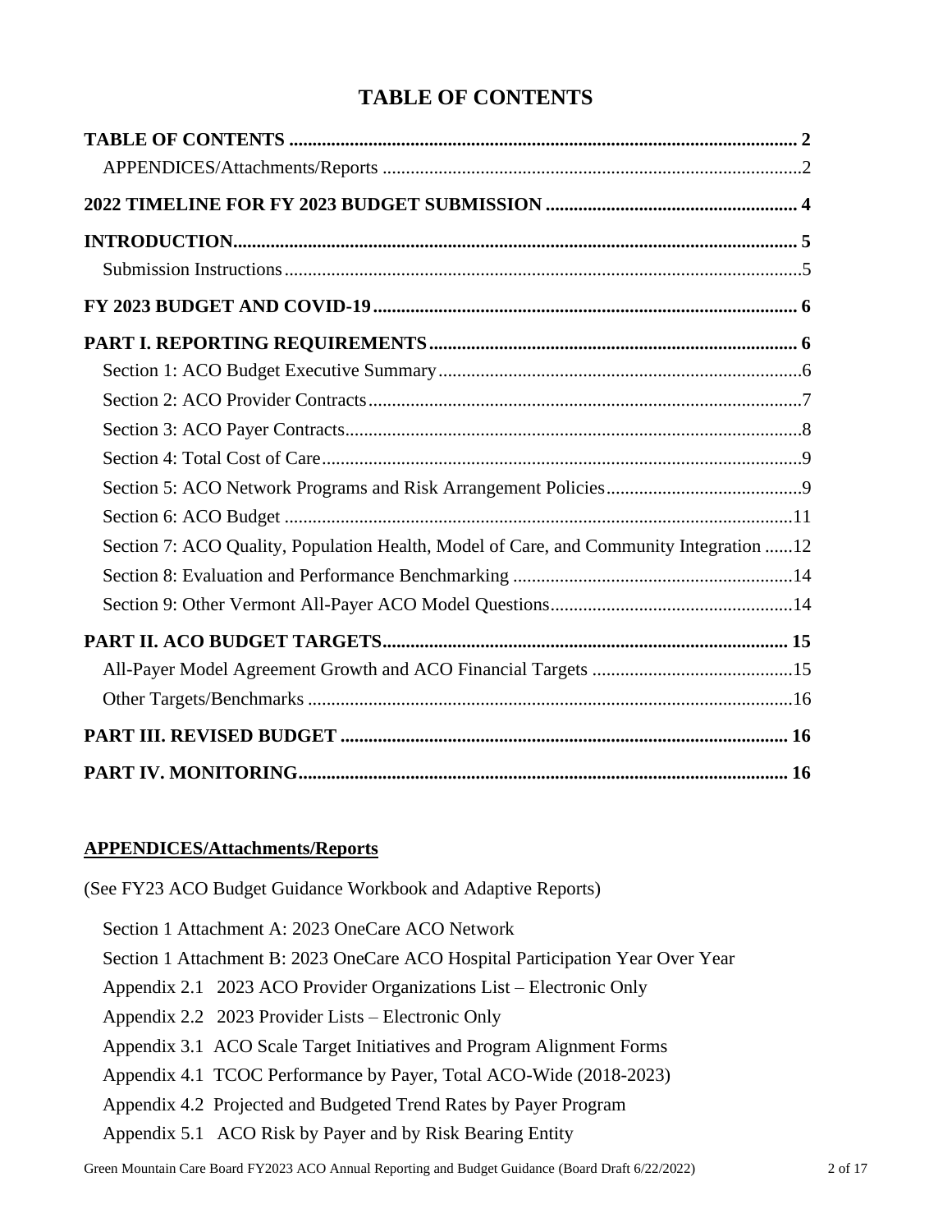# TABLE OF CONTENTS

**TABLE OF CONTENTS** ..... **2**

APPENDICES/Attachments/Reports ..... 2

**2022 TIMELINE FOR FY 2023 BUDGET SUBMISSION** ..... **4**

**INTRODUCTION** ..... **5**

Submission Instructions ..... 5

**FY 2023 BUDGET AND COVID-19** ..... **6**

**PART I. REPORTING REQUIREMENTS** ..... **6**

Section 1: ACO Budget Executive Summary ..... 6

Section 2: ACO Provider Contracts ..... 7

Section 3: ACO Payer Contracts ..... 8

Section 4: Total Cost of Care ..... 9

Section 5: ACO Network Programs and Risk Arrangement Policies ..... 9

Section 6: ACO Budget ..... 11

Section 7: ACO Quality, Population Health, Model of Care, and Community Integration ..... 12

Section 8: Evaluation and Performance Benchmarking ..... 14

Section 9: Other Vermont All-Payer ACO Model Questions ..... 14

**PART II. ACO BUDGET TARGETS** ..... **15**

All-Payer Model Agreement Growth and ACO Financial Targets ..... 15

Other Targets/Benchmarks ..... 16

**PART III. REVISED BUDGET** ..... **16**

**PART IV. MONITORING** ..... **16**

## APPENDICES/Attachments/Reports

(See FY23 ACO Budget Guidance Workbook and Adaptive Reports)

- Section 1 Attachment A: 2023 OneCare ACO Network
- Section 1 Attachment B: 2023 OneCare ACO Hospital Participation Year Over Year
- Appendix 2.1 2023 ACO Provider Organizations List – Electronic Only
- Appendix 2.2 2023 Provider Lists – Electronic Only
- Appendix 3.1 ACO Scale Target Initiatives and Program Alignment Forms
- Appendix 4.1 TCOC Performance by Payer, Total ACO-Wide (2018-2023)
- Appendix 4.2 Projected and Budgeted Trend Rates by Payer Program
- Appendix 5.1 ACO Risk by Payer and by Risk Bearing Entity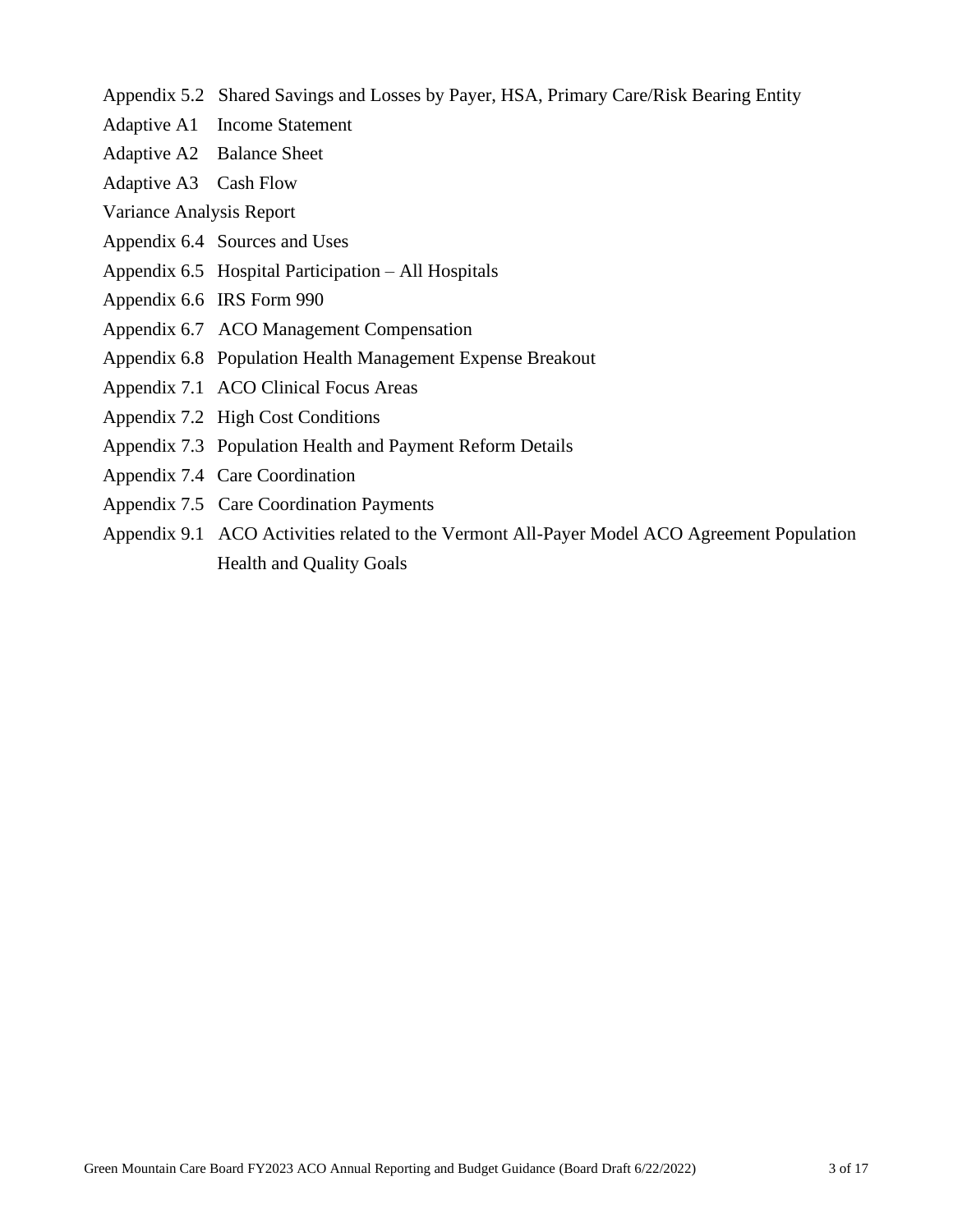Appendix 5.2 Shared Savings and Losses by Payer, HSA, Primary Care/Risk Bearing Entity

Adaptive A1 Income Statement

Adaptive A2 Balance Sheet

Adaptive A3 Cash Flow

Variance Analysis Report

Appendix 6.4 Sources and Uses

Appendix 6.5 Hospital Participation – All Hospitals

Appendix 6.6 IRS Form 990

Appendix 6.7 ACO Management Compensation

Appendix 6.8 Population Health Management Expense Breakout

Appendix 7.1 ACO Clinical Focus Areas

Appendix 7.2 High Cost Conditions

Appendix 7.3 Population Health and Payment Reform Details

Appendix 7.4 Care Coordination

Appendix 7.5 Care Coordination Payments

Appendix 9.1 ACO Activities related to the Vermont All-Payer Model ACO Agreement Population Health and Quality Goals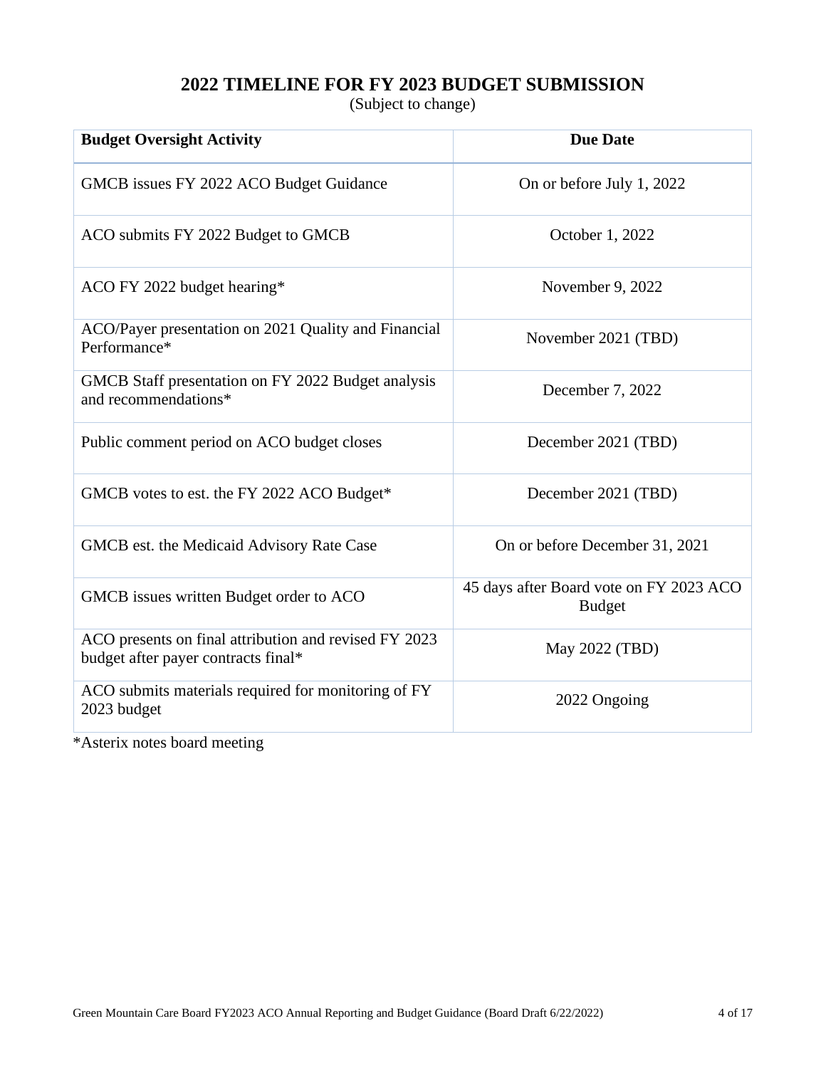# 2022 TIMELINE FOR FY 2023 BUDGET SUBMISSION

(Subject to change)

| Budget Oversight Activity | Due Date |
|---|---|
| GMCB issues FY 2022 ACO Budget Guidance | On or before July 1, 2022 |
| ACO submits FY 2022 Budget to GMCB | October 1, 2022 |
| ACO FY 2022 budget hearing* | November 9, 2022 |
| ACO/Payer presentation on 2021 Quality and Financial Performance* | November 2021 (TBD) |
| GMCB Staff presentation on FY 2022 Budget analysis and recommendations* | December 7, 2022 |
| Public comment period on ACO budget closes | December 2021 (TBD) |
| GMCB votes to est. the FY 2022 ACO Budget* | December 2021 (TBD) |
| GMCB est. the Medicaid Advisory Rate Case | On or before December 31, 2021 |
| GMCB issues written Budget order to ACO | 45 days after Board vote on FY 2023 ACO Budget |
| ACO presents on final attribution and revised FY 2023 budget after payer contracts final* | May 2022 (TBD) |
| ACO submits materials required for monitoring of FY 2023 budget | 2022 Ongoing |

*Asterix notes board meeting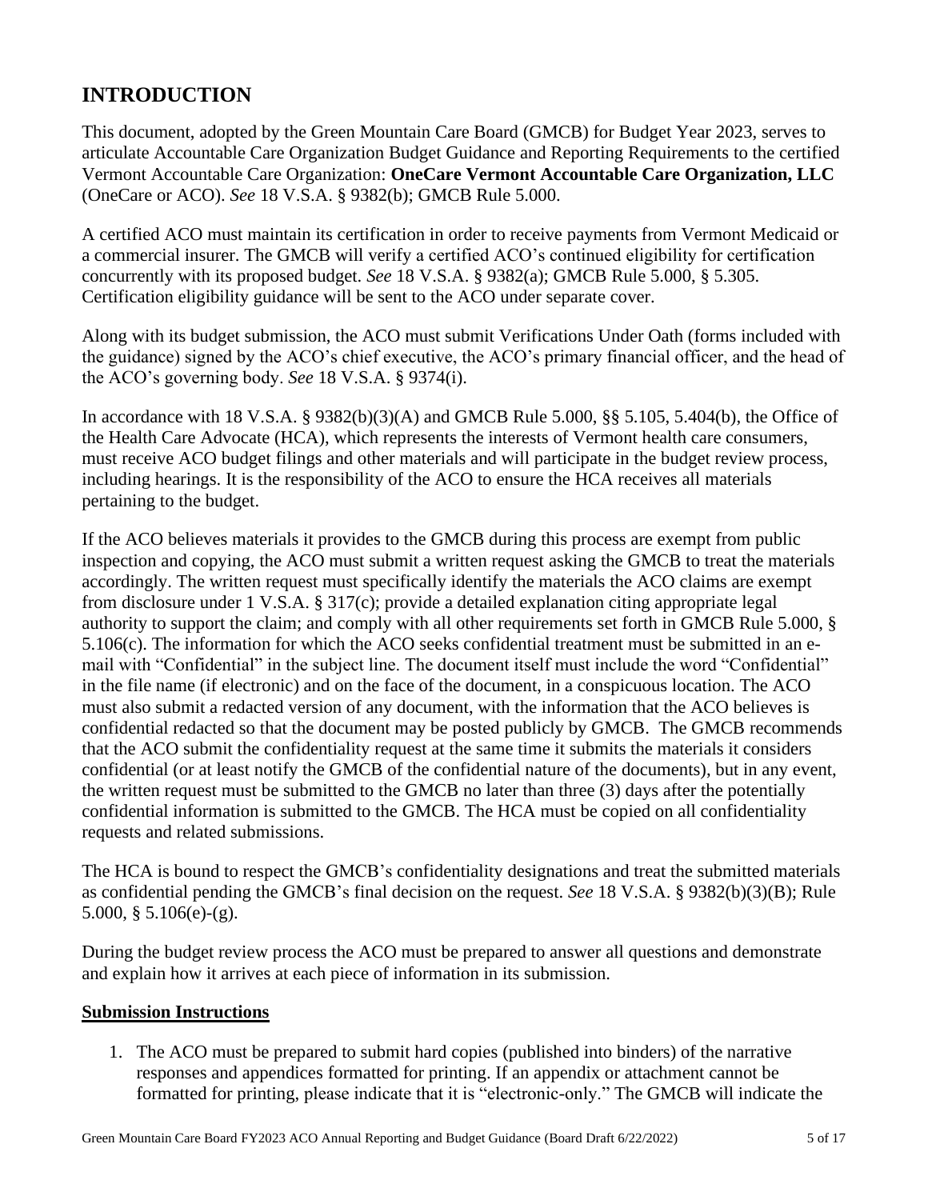## INTRODUCTION

This document, adopted by the Green Mountain Care Board (GMCB) for Budget Year 2023, serves to articulate Accountable Care Organization Budget Guidance and Reporting Requirements to the certified Vermont Accountable Care Organization: **OneCare Vermont Accountable Care Organization, LLC** (OneCare or ACO). *See* 18 V.S.A. § 9382(b); GMCB Rule 5.000.

A certified ACO must maintain its certification in order to receive payments from Vermont Medicaid or a commercial insurer. The GMCB will verify a certified ACO's continued eligibility for certification concurrently with its proposed budget. *See* 18 V.S.A. § 9382(a); GMCB Rule 5.000, § 5.305. Certification eligibility guidance will be sent to the ACO under separate cover.

Along with its budget submission, the ACO must submit Verifications Under Oath (forms included with the guidance) signed by the ACO's chief executive, the ACO's primary financial officer, and the head of the ACO's governing body. *See* 18 V.S.A. § 9374(i).

In accordance with 18 V.S.A. § 9382(b)(3)(A) and GMCB Rule 5.000, §§ 5.105, 5.404(b), the Office of the Health Care Advocate (HCA), which represents the interests of Vermont health care consumers, must receive ACO budget filings and other materials and will participate in the budget review process, including hearings. It is the responsibility of the ACO to ensure the HCA receives all materials pertaining to the budget.

If the ACO believes materials it provides to the GMCB during this process are exempt from public inspection and copying, the ACO must submit a written request asking the GMCB to treat the materials accordingly. The written request must specifically identify the materials the ACO claims are exempt from disclosure under 1 V.S.A. § 317(c); provide a detailed explanation citing appropriate legal authority to support the claim; and comply with all other requirements set forth in GMCB Rule 5.000, § 5.106(c). The information for which the ACO seeks confidential treatment must be submitted in an e-mail with "Confidential" in the subject line. The document itself must include the word "Confidential" in the file name (if electronic) and on the face of the document, in a conspicuous location. The ACO must also submit a redacted version of any document, with the information that the ACO believes is confidential redacted so that the document may be posted publicly by GMCB. The GMCB recommends that the ACO submit the confidentiality request at the same time it submits the materials it considers confidential (or at least notify the GMCB of the confidential nature of the documents), but in any event, the written request must be submitted to the GMCB no later than three (3) days after the potentially confidential information is submitted to the GMCB. The HCA must be copied on all confidentiality requests and related submissions.

The HCA is bound to respect the GMCB's confidentiality designations and treat the submitted materials as confidential pending the GMCB's final decision on the request. *See* 18 V.S.A. § 9382(b)(3)(B); Rule 5.000, § 5.106(e)-(g).

During the budget review process the ACO must be prepared to answer all questions and demonstrate and explain how it arrives at each piece of information in its submission.

### Submission Instructions

1. The ACO must be prepared to submit hard copies (published into binders) of the narrative responses and appendices formatted for printing. If an appendix or attachment cannot be formatted for printing, please indicate that it is "electronic-only." The GMCB will indicate the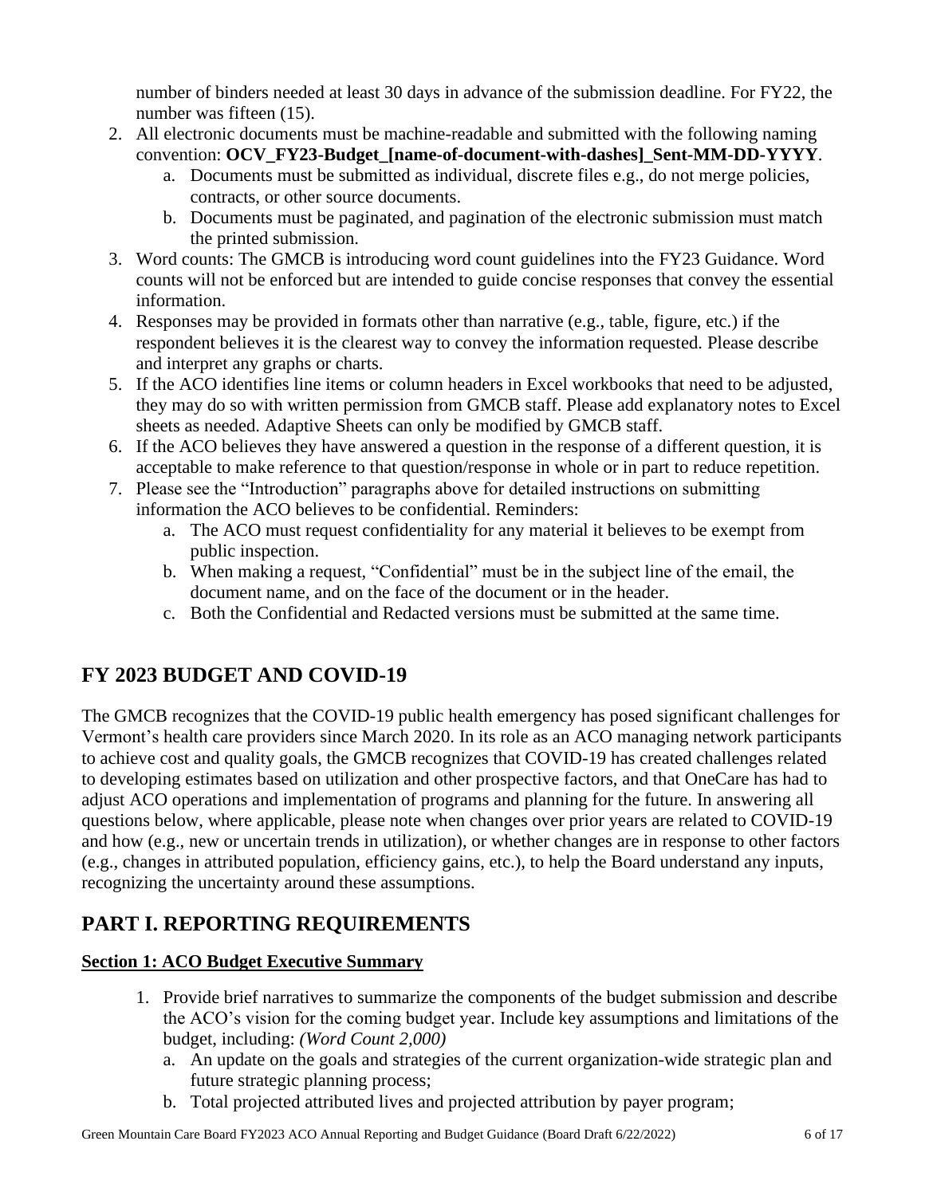number of binders needed at least 30 days in advance of the submission deadline. For FY22, the number was fifteen (15).

2. All electronic documents must be machine-readable and submitted with the following naming convention: **OCV_FY23-Budget_[name-of-document-with-dashes]_Sent-MM-DD-YYYY**.
   a. Documents must be submitted as individual, discrete files e.g., do not merge policies, contracts, or other source documents.
   b. Documents must be paginated, and pagination of the electronic submission must match the printed submission.
3. Word counts: The GMCB is introducing word count guidelines into the FY23 Guidance. Word counts will not be enforced but are intended to guide concise responses that convey the essential information.
4. Responses may be provided in formats other than narrative (e.g., table, figure, etc.) if the respondent believes it is the clearest way to convey the information requested. Please describe and interpret any graphs or charts.
5. If the ACO identifies line items or column headers in Excel workbooks that need to be adjusted, they may do so with written permission from GMCB staff. Please add explanatory notes to Excel sheets as needed. Adaptive Sheets can only be modified by GMCB staff.
6. If the ACO believes they have answered a question in the response of a different question, it is acceptable to make reference to that question/response in whole or in part to reduce repetition.
7. Please see the "Introduction" paragraphs above for detailed instructions on submitting information the ACO believes to be confidential. Reminders:
   a. The ACO must request confidentiality for any material it believes to be exempt from public inspection.
   b. When making a request, "Confidential" must be in the subject line of the email, the document name, and on the face of the document or in the header.
   c. Both the Confidential and Redacted versions must be submitted at the same time.

## FY 2023 BUDGET AND COVID-19

The GMCB recognizes that the COVID-19 public health emergency has posed significant challenges for Vermont's health care providers since March 2020. In its role as an ACO managing network participants to achieve cost and quality goals, the GMCB recognizes that COVID-19 has created challenges related to developing estimates based on utilization and other prospective factors, and that OneCare has had to adjust ACO operations and implementation of programs and planning for the future. In answering all questions below, where applicable, please note when changes over prior years are related to COVID-19 and how (e.g., new or uncertain trends in utilization), or whether changes are in response to other factors (e.g., changes in attributed population, efficiency gains, etc.), to help the Board understand any inputs, recognizing the uncertainty around these assumptions.

## PART I. REPORTING REQUIREMENTS

### Section 1: ACO Budget Executive Summary

1. Provide brief narratives to summarize the components of the budget submission and describe the ACO's vision for the coming budget year. Include key assumptions and limitations of the budget, including: *(Word Count 2,000)*
   a. An update on the goals and strategies of the current organization-wide strategic plan and future strategic planning process;
   b. Total projected attributed lives and projected attribution by payer program;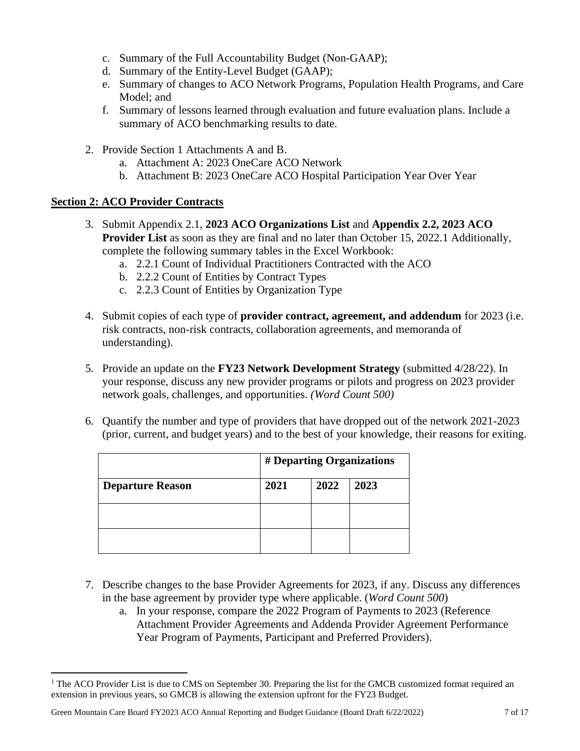c. Summary of the Full Accountability Budget (Non-GAAP);
   d. Summary of the Entity-Level Budget (GAAP);
   e. Summary of changes to ACO Network Programs, Population Health Programs, and Care Model; and
   f. Summary of lessons learned through evaluation and future evaluation plans. Include a summary of ACO benchmarking results to date.

2. Provide Section 1 Attachments A and B.
   a. Attachment A: 2023 OneCare ACO Network
   b. Attachment B: 2023 OneCare ACO Hospital Participation Year Over Year

## Section 2: ACO Provider Contracts

3. Submit Appendix 2.1, **2023 ACO Organizations List** and **Appendix 2.2, 2023 ACO Provider List** as soon as they are final and no later than October 15, 2022.[1] Additionally, complete the following summary tables in the Excel Workbook:
   a. 2.2.1 Count of Individual Practitioners Contracted with the ACO
   b. 2.2.2 Count of Entities by Contract Types
   c. 2.2.3 Count of Entities by Organization Type

4. Submit copies of each type of **provider contract, agreement, and addendum** for 2023 (i.e. risk contracts, non-risk contracts, collaboration agreements, and memoranda of understanding).

5. Provide an update on the **FY23 Network Development Strategy** (submitted 4/28/22). In your response, discuss any new provider programs or pilots and progress on 2023 provider network goals, challenges, and opportunities. *(Word Count 500)*

6. Quantify the number and type of providers that have dropped out of the network 2021-2023 (prior, current, and budget years) and to the best of your knowledge, their reasons for exiting.

| | **# Departing Organizations** | | |
|---|---|---|---|
| **Departure Reason** | **2021** | **2022** | **2023** |
| | | | |
| | | | |

7. Describe changes to the base Provider Agreements for 2023, if any. Discuss any differences in the base agreement by provider type where applicable. (*Word Count 500*)
   a. In your response, compare the 2022 Program of Payments to 2023 (Reference Attachment Provider Agreements and Addenda Provider Agreement Performance Year Program of Payments, Participant and Preferred Providers).

[1] The ACO Provider List is due to CMS on September 30. Preparing the list for the GMCB customized format required an extension in previous years, so GMCB is allowing the extension upfront for the FY23 Budget.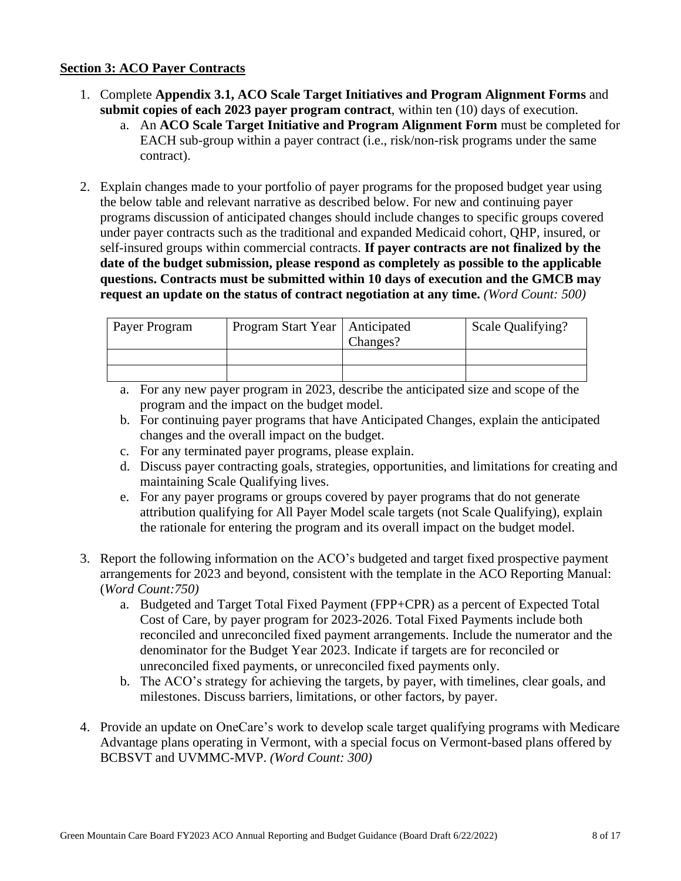**Section 3: ACO Payer Contracts**

1. Complete **Appendix 3.1, ACO Scale Target Initiatives and Program Alignment Forms** and **submit copies of each 2023 payer program contract**, within ten (10) days of execution.
   a. An **ACO Scale Target Initiative and Program Alignment Form** must be completed for EACH sub-group within a payer contract (i.e., risk/non-risk programs under the same contract).

2. Explain changes made to your portfolio of payer programs for the proposed budget year using the below table and relevant narrative as described below. For new and continuing payer programs discussion of anticipated changes should include changes to specific groups covered under payer contracts such as the traditional and expanded Medicaid cohort, QHP, insured, or self-insured groups within commercial contracts. **If payer contracts are not finalized by the date of the budget submission, please respond as completely as possible to the applicable questions. Contracts must be submitted within 10 days of execution and the GMCB may request an update on the status of contract negotiation at any time.** *(Word Count: 500)*

| Payer Program | Program Start Year | Anticipated Changes? | Scale Qualifying? |
|---|---|---|---|
| | | | |
| | | | |

   a. For any new payer program in 2023, describe the anticipated size and scope of the program and the impact on the budget model.
   b. For continuing payer programs that have Anticipated Changes, explain the anticipated changes and the overall impact on the budget.
   c. For any terminated payer programs, please explain.
   d. Discuss payer contracting goals, strategies, opportunities, and limitations for creating and maintaining Scale Qualifying lives.
   e. For any payer programs or groups covered by payer programs that do not generate attribution qualifying for All Payer Model scale targets (not Scale Qualifying), explain the rationale for entering the program and its overall impact on the budget model.

3. Report the following information on the ACO's budgeted and target fixed prospective payment arrangements for 2023 and beyond, consistent with the template in the ACO Reporting Manual: (*Word Count:750)*
   a. Budgeted and Target Total Fixed Payment (FPP+CPR) as a percent of Expected Total Cost of Care, by payer program for 2023-2026. Total Fixed Payments include both reconciled and unreconciled fixed payment arrangements. Include the numerator and the denominator for the Budget Year 2023. Indicate if targets are for reconciled or unreconciled fixed payments, or unreconciled fixed payments only.
   b. The ACO's strategy for achieving the targets, by payer, with timelines, clear goals, and milestones. Discuss barriers, limitations, or other factors, by payer.

4. Provide an update on OneCare's work to develop scale target qualifying programs with Medicare Advantage plans operating in Vermont, with a special focus on Vermont-based plans offered by BCBSVT and UVMMC-MVP. *(Word Count: 300)*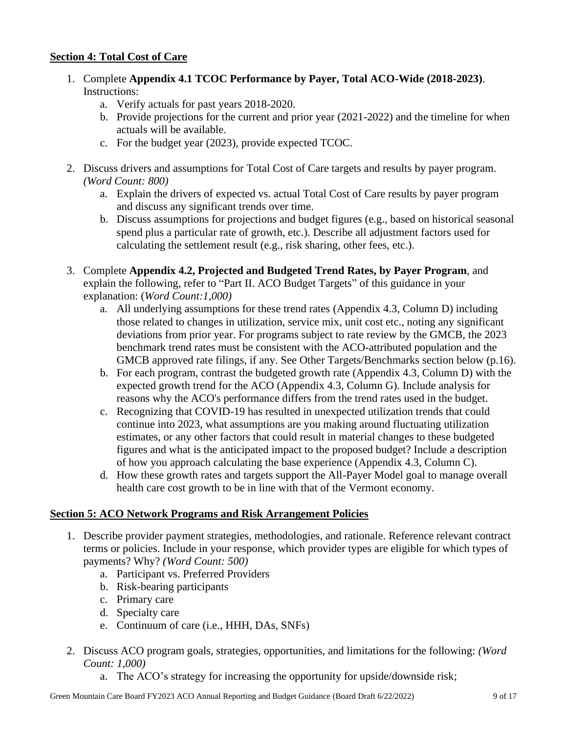**<u>Section 4: Total Cost of Care</u>**

1. Complete **Appendix 4.1 TCOC Performance by Payer, Total ACO-Wide (2018-2023)**. Instructions:
   a. Verify actuals for past years 2018-2020.
   b. Provide projections for the current and prior year (2021-2022) and the timeline for when actuals will be available.
   c. For the budget year (2023), provide expected TCOC.

2. Discuss drivers and assumptions for Total Cost of Care targets and results by payer program. *(Word Count: 800)*
   a. Explain the drivers of expected vs. actual Total Cost of Care results by payer program and discuss any significant trends over time.
   b. Discuss assumptions for projections and budget figures (e.g., based on historical seasonal spend plus a particular rate of growth, etc.). Describe all adjustment factors used for calculating the settlement result (e.g., risk sharing, other fees, etc.).

3. Complete **Appendix 4.2, Projected and Budgeted Trend Rates, by Payer Program**, and explain the following, refer to "Part II. ACO Budget Targets" of this guidance in your explanation: (*Word Count:1,000)*
   a. All underlying assumptions for these trend rates (Appendix 4.3, Column D) including those related to changes in utilization, service mix, unit cost etc., noting any significant deviations from prior year. For programs subject to rate review by the GMCB, the 2023 benchmark trend rates must be consistent with the ACO-attributed population and the GMCB approved rate filings, if any. See Other Targets/Benchmarks section below (p.16).
   b. For each program, contrast the budgeted growth rate (Appendix 4.3, Column D) with the expected growth trend for the ACO (Appendix 4.3, Column G). Include analysis for reasons why the ACO's performance differs from the trend rates used in the budget.
   c. Recognizing that COVID-19 has resulted in unexpected utilization trends that could continue into 2023, what assumptions are you making around fluctuating utilization estimates, or any other factors that could result in material changes to these budgeted figures and what is the anticipated impact to the proposed budget? Include a description of how you approach calculating the base experience (Appendix 4.3, Column C).
   d. How these growth rates and targets support the All-Payer Model goal to manage overall health care cost growth to be in line with that of the Vermont economy.

**<u>Section 5: ACO Network Programs and Risk Arrangement Policies</u>**

1. Describe provider payment strategies, methodologies, and rationale. Reference relevant contract terms or policies. Include in your response, which provider types are eligible for which types of payments? Why? *(Word Count: 500)*
   a. Participant vs. Preferred Providers
   b. Risk-bearing participants
   c. Primary care
   d. Specialty care
   e. Continuum of care (i.e., HHH, DAs, SNFs)

2. Discuss ACO program goals, strategies, opportunities, and limitations for the following: *(Word Count: 1,000)*
   a. The ACO's strategy for increasing the opportunity for upside/downside risk;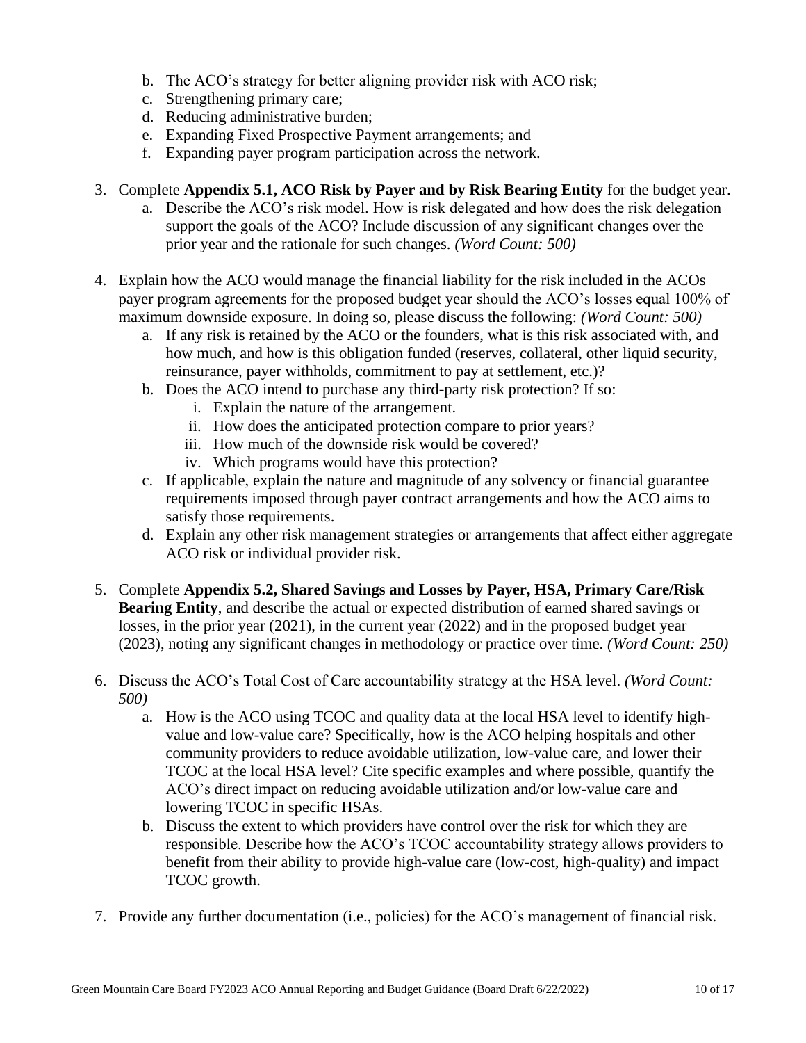b. The ACO's strategy for better aligning provider risk with ACO risk;
   c. Strengthening primary care;
   d. Reducing administrative burden;
   e. Expanding Fixed Prospective Payment arrangements; and
   f. Expanding payer program participation across the network.

3. Complete **Appendix 5.1, ACO Risk by Payer and by Risk Bearing Entity** for the budget year.
   a. Describe the ACO's risk model. How is risk delegated and how does the risk delegation support the goals of the ACO? Include discussion of any significant changes over the prior year and the rationale for such changes. *(Word Count: 500)*

4. Explain how the ACO would manage the financial liability for the risk included in the ACOs payer program agreements for the proposed budget year should the ACO's losses equal 100% of maximum downside exposure. In doing so, please discuss the following: *(Word Count: 500)*
   a. If any risk is retained by the ACO or the founders, what is this risk associated with, and how much, and how is this obligation funded (reserves, collateral, other liquid security, reinsurance, payer withholds, commitment to pay at settlement, etc.)?
   b. Does the ACO intend to purchase any third-party risk protection? If so:
      i. Explain the nature of the arrangement.
      ii. How does the anticipated protection compare to prior years?
      iii. How much of the downside risk would be covered?
      iv. Which programs would have this protection?
   c. If applicable, explain the nature and magnitude of any solvency or financial guarantee requirements imposed through payer contract arrangements and how the ACO aims to satisfy those requirements.
   d. Explain any other risk management strategies or arrangements that affect either aggregate ACO risk or individual provider risk.

5. Complete **Appendix 5.2, Shared Savings and Losses by Payer, HSA, Primary Care/Risk Bearing Entity**, and describe the actual or expected distribution of earned shared savings or losses, in the prior year (2021), in the current year (2022) and in the proposed budget year (2023), noting any significant changes in methodology or practice over time. *(Word Count: 250)*

6. Discuss the ACO's Total Cost of Care accountability strategy at the HSA level. *(Word Count: 500)*
   a. How is the ACO using TCOC and quality data at the local HSA level to identify high-value and low-value care? Specifically, how is the ACO helping hospitals and other community providers to reduce avoidable utilization, low-value care, and lower their TCOC at the local HSA level? Cite specific examples and where possible, quantify the ACO's direct impact on reducing avoidable utilization and/or low-value care and lowering TCOC in specific HSAs.
   b. Discuss the extent to which providers have control over the risk for which they are responsible. Describe how the ACO's TCOC accountability strategy allows providers to benefit from their ability to provide high-value care (low-cost, high-quality) and impact TCOC growth.

7. Provide any further documentation (i.e., policies) for the ACO's management of financial risk.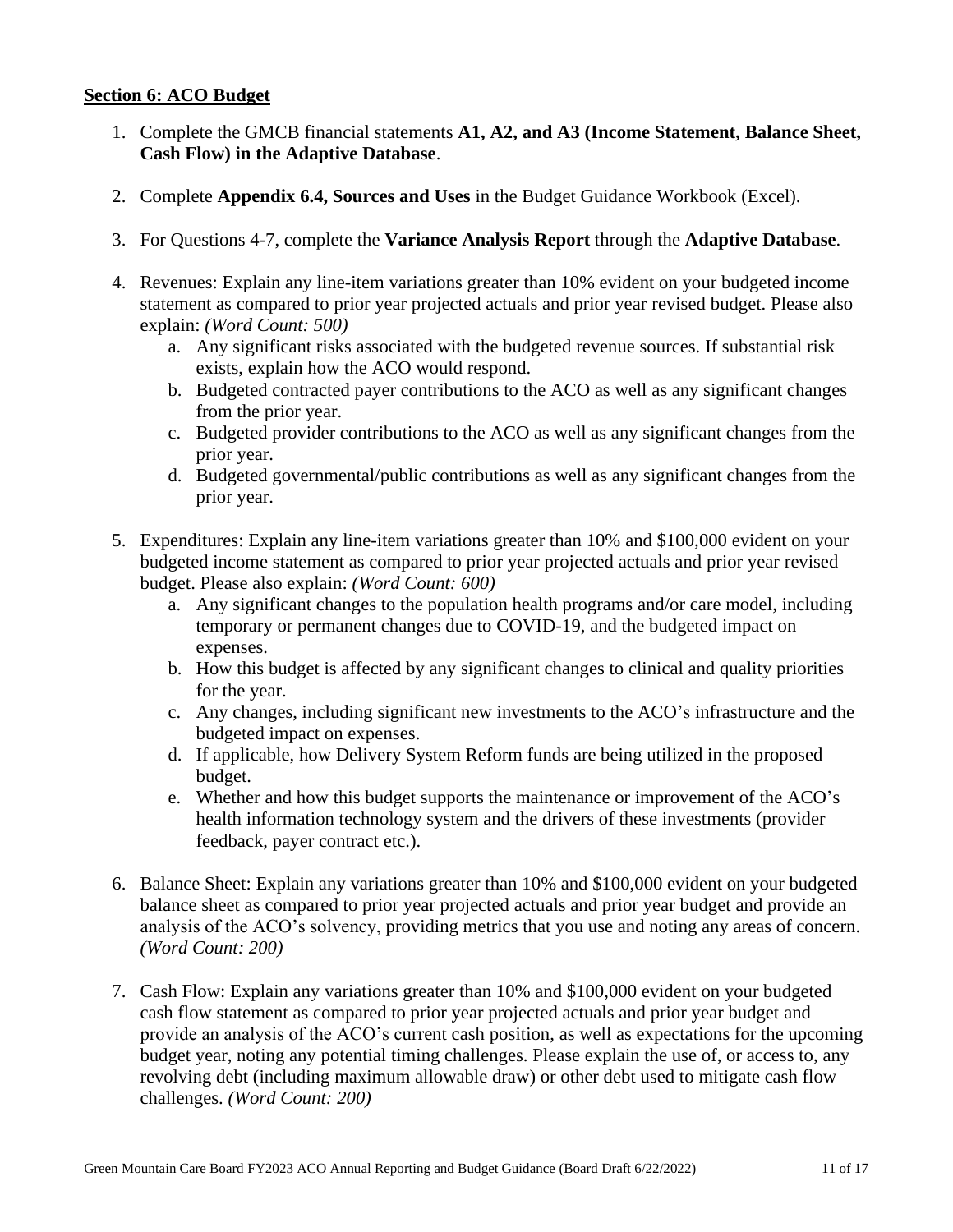**<u>Section 6: ACO Budget</u>**

1. Complete the GMCB financial statements **A1, A2, and A3 (Income Statement, Balance Sheet, Cash Flow) in the Adaptive Database**.

2. Complete **Appendix 6.4, Sources and Uses** in the Budget Guidance Workbook (Excel).

3. For Questions 4-7, complete the **Variance Analysis Report** through the **Adaptive Database**.

4. Revenues: Explain any line-item variations greater than 10% evident on your budgeted income statement as compared to prior year projected actuals and prior year revised budget. Please also explain: *(Word Count: 500)*
   a. Any significant risks associated with the budgeted revenue sources. If substantial risk exists, explain how the ACO would respond.
   b. Budgeted contracted payer contributions to the ACO as well as any significant changes from the prior year.
   c. Budgeted provider contributions to the ACO as well as any significant changes from the prior year.
   d. Budgeted governmental/public contributions as well as any significant changes from the prior year.

5. Expenditures: Explain any line-item variations greater than 10% and $100,000 evident on your budgeted income statement as compared to prior year projected actuals and prior year revised budget. Please also explain: *(Word Count: 600)*
   a. Any significant changes to the population health programs and/or care model, including temporary or permanent changes due to COVID-19, and the budgeted impact on expenses.
   b. How this budget is affected by any significant changes to clinical and quality priorities for the year.
   c. Any changes, including significant new investments to the ACO's infrastructure and the budgeted impact on expenses.
   d. If applicable, how Delivery System Reform funds are being utilized in the proposed budget.
   e. Whether and how this budget supports the maintenance or improvement of the ACO's health information technology system and the drivers of these investments (provider feedback, payer contract etc.).

6. Balance Sheet: Explain any variations greater than 10% and $100,000 evident on your budgeted balance sheet as compared to prior year projected actuals and prior year budget and provide an analysis of the ACO's solvency, providing metrics that you use and noting any areas of concern. *(Word Count: 200)*

7. Cash Flow: Explain any variations greater than 10% and $100,000 evident on your budgeted cash flow statement as compared to prior year projected actuals and prior year budget and provide an analysis of the ACO's current cash position, as well as expectations for the upcoming budget year, noting any potential timing challenges. Please explain the use of, or access to, any revolving debt (including maximum allowable draw) or other debt used to mitigate cash flow challenges. *(Word Count: 200)*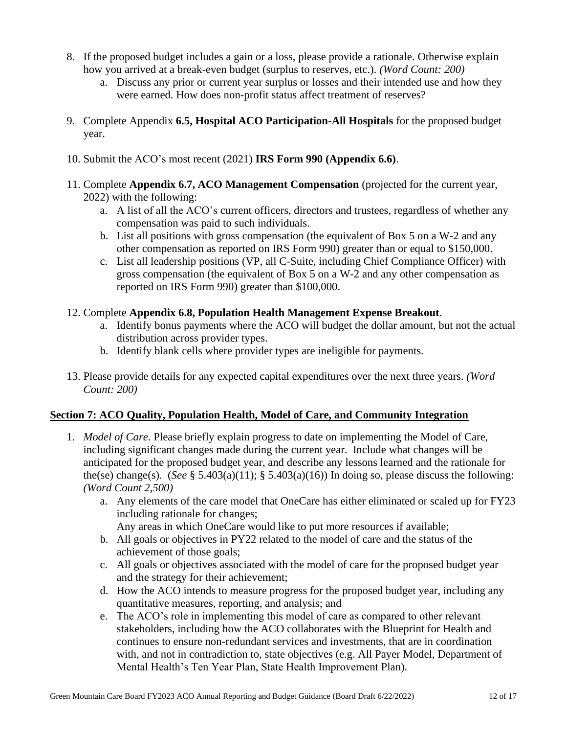8. If the proposed budget includes a gain or a loss, please provide a rationale. Otherwise explain how you arrived at a break-even budget (surplus to reserves, etc.). *(Word Count: 200)*
   a. Discuss any prior or current year surplus or losses and their intended use and how they were earned. How does non-profit status affect treatment of reserves?

9. Complete Appendix **6.5, Hospital ACO Participation-All Hospitals** for the proposed budget year.

10. Submit the ACO's most recent (2021) **IRS Form 990 (Appendix 6.6)**.

11. Complete **Appendix 6.7, ACO Management Compensation** (projected for the current year, 2022) with the following:
    a. A list of all the ACO's current officers, directors and trustees, regardless of whether any compensation was paid to such individuals.
    b. List all positions with gross compensation (the equivalent of Box 5 on a W-2 and any other compensation as reported on IRS Form 990) greater than or equal to $150,000.
    c. List all leadership positions (VP, all C-Suite, including Chief Compliance Officer) with gross compensation (the equivalent of Box 5 on a W-2 and any other compensation as reported on IRS Form 990) greater than $100,000.

12. Complete **Appendix 6.8, Population Health Management Expense Breakout**.
    a. Identify bonus payments where the ACO will budget the dollar amount, but not the actual distribution across provider types.
    b. Identify blank cells where provider types are ineligible for payments.

13. Please provide details for any expected capital expenditures over the next three years. *(Word Count: 200)*

## Section 7: ACO Quality, Population Health, Model of Care, and Community Integration

1. *Model of Care*. Please briefly explain progress to date on implementing the Model of Care, including significant changes made during the current year. Include what changes will be anticipated for the proposed budget year, and describe any lessons learned and the rationale for the(se) change(s). (*See* § 5.403(a)(11); § 5.403(a)(16)) In doing so, please discuss the following: *(Word Count 2,500)*
   a. Any elements of the care model that OneCare has either eliminated or scaled up for FY23 including rationale for changes;
      Any areas in which OneCare would like to put more resources if available;
   b. All goals or objectives in PY22 related to the model of care and the status of the achievement of those goals;
   c. All goals or objectives associated with the model of care for the proposed budget year and the strategy for their achievement;
   d. How the ACO intends to measure progress for the proposed budget year, including any quantitative measures, reporting, and analysis; and
   e. The ACO's role in implementing this model of care as compared to other relevant stakeholders, including how the ACO collaborates with the Blueprint for Health and continues to ensure non-redundant services and investments, that are in coordination with, and not in contradiction to, state objectives (e.g. All Payer Model, Department of Mental Health's Ten Year Plan, State Health Improvement Plan).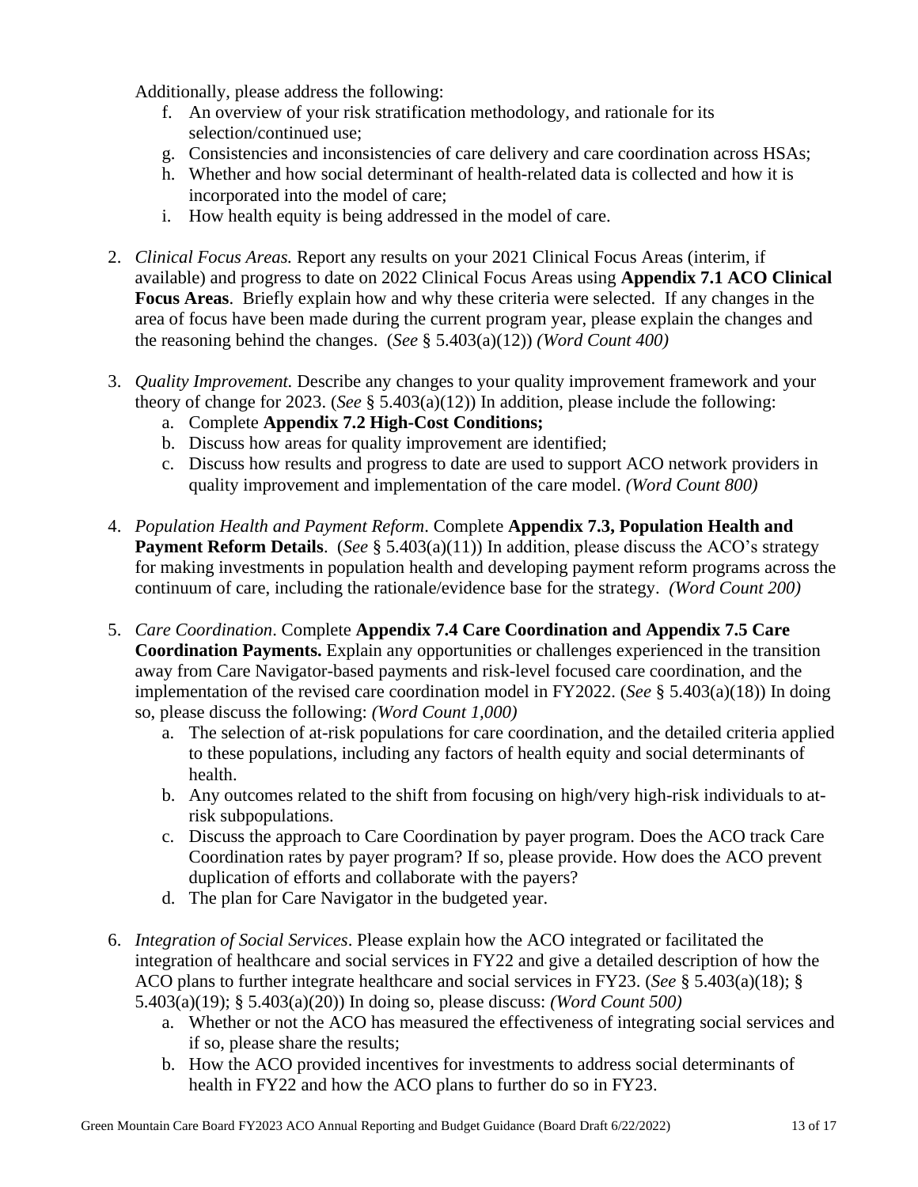Additionally, please address the following:

f. An overview of your risk stratification methodology, and rationale for its selection/continued use;
g. Consistencies and inconsistencies of care delivery and care coordination across HSAs;
h. Whether and how social determinant of health-related data is collected and how it is incorporated into the model of care;
i. How health equity is being addressed in the model of care.

2. *Clinical Focus Areas.* Report any results on your 2021 Clinical Focus Areas (interim, if available) and progress to date on 2022 Clinical Focus Areas using **Appendix 7.1 ACO Clinical Focus Areas**. Briefly explain how and why these criteria were selected. If any changes in the area of focus have been made during the current program year, please explain the changes and the reasoning behind the changes. (*See* § 5.403(a)(12)) *(Word Count 400)*

3. *Quality Improvement.* Describe any changes to your quality improvement framework and your theory of change for 2023. (*See* § 5.403(a)(12)) In addition, please include the following:
   a. Complete **Appendix 7.2 High-Cost Conditions;**
   b. Discuss how areas for quality improvement are identified;
   c. Discuss how results and progress to date are used to support ACO network providers in quality improvement and implementation of the care model. *(Word Count 800)*

4. *Population Health and Payment Reform*. Complete **Appendix 7.3, Population Health and Payment Reform Details**. (*See* § 5.403(a)(11)) In addition, please discuss the ACO's strategy for making investments in population health and developing payment reform programs across the continuum of care, including the rationale/evidence base for the strategy. *(Word Count 200)*

5. *Care Coordination*. Complete **Appendix 7.4 Care Coordination and Appendix 7.5 Care Coordination Payments.** Explain any opportunities or challenges experienced in the transition away from Care Navigator-based payments and risk-level focused care coordination, and the implementation of the revised care coordination model in FY2022. (*See* § 5.403(a)(18)) In doing so, please discuss the following: *(Word Count 1,000)*
   a. The selection of at-risk populations for care coordination, and the detailed criteria applied to these populations, including any factors of health equity and social determinants of health.
   b. Any outcomes related to the shift from focusing on high/very high-risk individuals to at-risk subpopulations.
   c. Discuss the approach to Care Coordination by payer program. Does the ACO track Care Coordination rates by payer program? If so, please provide. How does the ACO prevent duplication of efforts and collaborate with the payers?
   d. The plan for Care Navigator in the budgeted year.

6. *Integration of Social Services*. Please explain how the ACO integrated or facilitated the integration of healthcare and social services in FY22 and give a detailed description of how the ACO plans to further integrate healthcare and social services in FY23. (*See* § 5.403(a)(18); § 5.403(a)(19); § 5.403(a)(20)) In doing so, please discuss: *(Word Count 500)*
   a. Whether or not the ACO has measured the effectiveness of integrating social services and if so, please share the results;
   b. How the ACO provided incentives for investments to address social determinants of health in FY22 and how the ACO plans to further do so in FY23.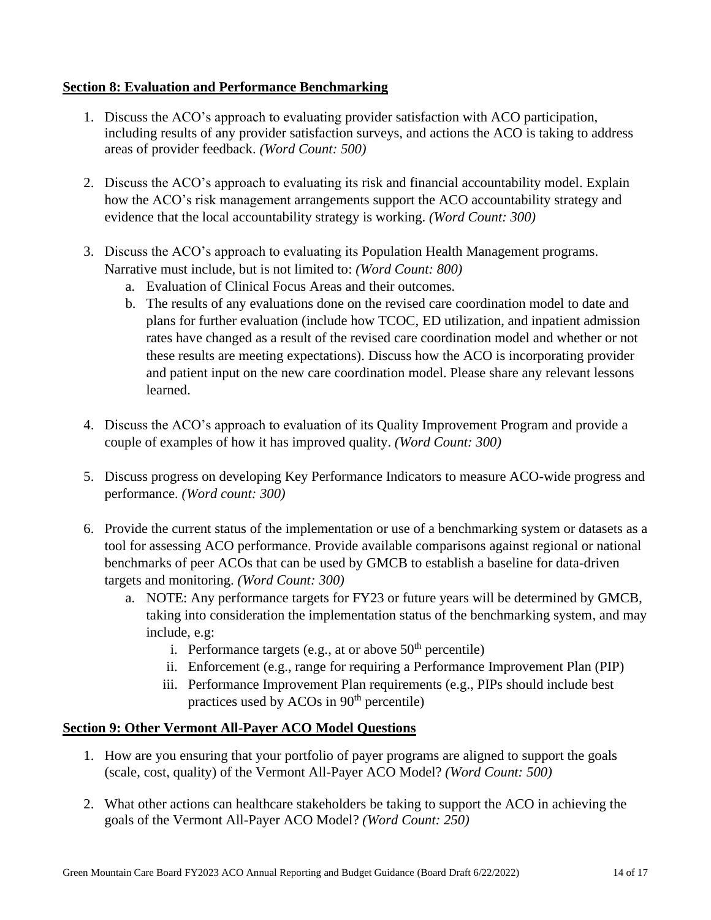## Section 8: Evaluation and Performance Benchmarking

1. Discuss the ACO's approach to evaluating provider satisfaction with ACO participation, including results of any provider satisfaction surveys, and actions the ACO is taking to address areas of provider feedback. *(Word Count: 500)*

2. Discuss the ACO's approach to evaluating its risk and financial accountability model. Explain how the ACO's risk management arrangements support the ACO accountability strategy and evidence that the local accountability strategy is working. *(Word Count: 300)*

3. Discuss the ACO's approach to evaluating its Population Health Management programs. Narrative must include, but is not limited to: *(Word Count: 800)*
   a. Evaluation of Clinical Focus Areas and their outcomes.
   b. The results of any evaluations done on the revised care coordination model to date and plans for further evaluation (include how TCOC, ED utilization, and inpatient admission rates have changed as a result of the revised care coordination model and whether or not these results are meeting expectations). Discuss how the ACO is incorporating provider and patient input on the new care coordination model. Please share any relevant lessons learned.

4. Discuss the ACO's approach to evaluation of its Quality Improvement Program and provide a couple of examples of how it has improved quality. *(Word Count: 300)*

5. Discuss progress on developing Key Performance Indicators to measure ACO-wide progress and performance. *(Word count: 300)*

6. Provide the current status of the implementation or use of a benchmarking system or datasets as a tool for assessing ACO performance. Provide available comparisons against regional or national benchmarks of peer ACOs that can be used by GMCB to establish a baseline for data-driven targets and monitoring. *(Word Count: 300)*
   a. NOTE: Any performance targets for FY23 or future years will be determined by GMCB, taking into consideration the implementation status of the benchmarking system, and may include, e.g:
      i. Performance targets (e.g., at or above 50th percentile)
      ii. Enforcement (e.g., range for requiring a Performance Improvement Plan (PIP)
      iii. Performance Improvement Plan requirements (e.g., PIPs should include best practices used by ACOs in 90th percentile)

## Section 9: Other Vermont All-Payer ACO Model Questions

1. How are you ensuring that your portfolio of payer programs are aligned to support the goals (scale, cost, quality) of the Vermont All-Payer ACO Model? *(Word Count: 500)*

2. What other actions can healthcare stakeholders be taking to support the ACO in achieving the goals of the Vermont All-Payer ACO Model? *(Word Count: 250)*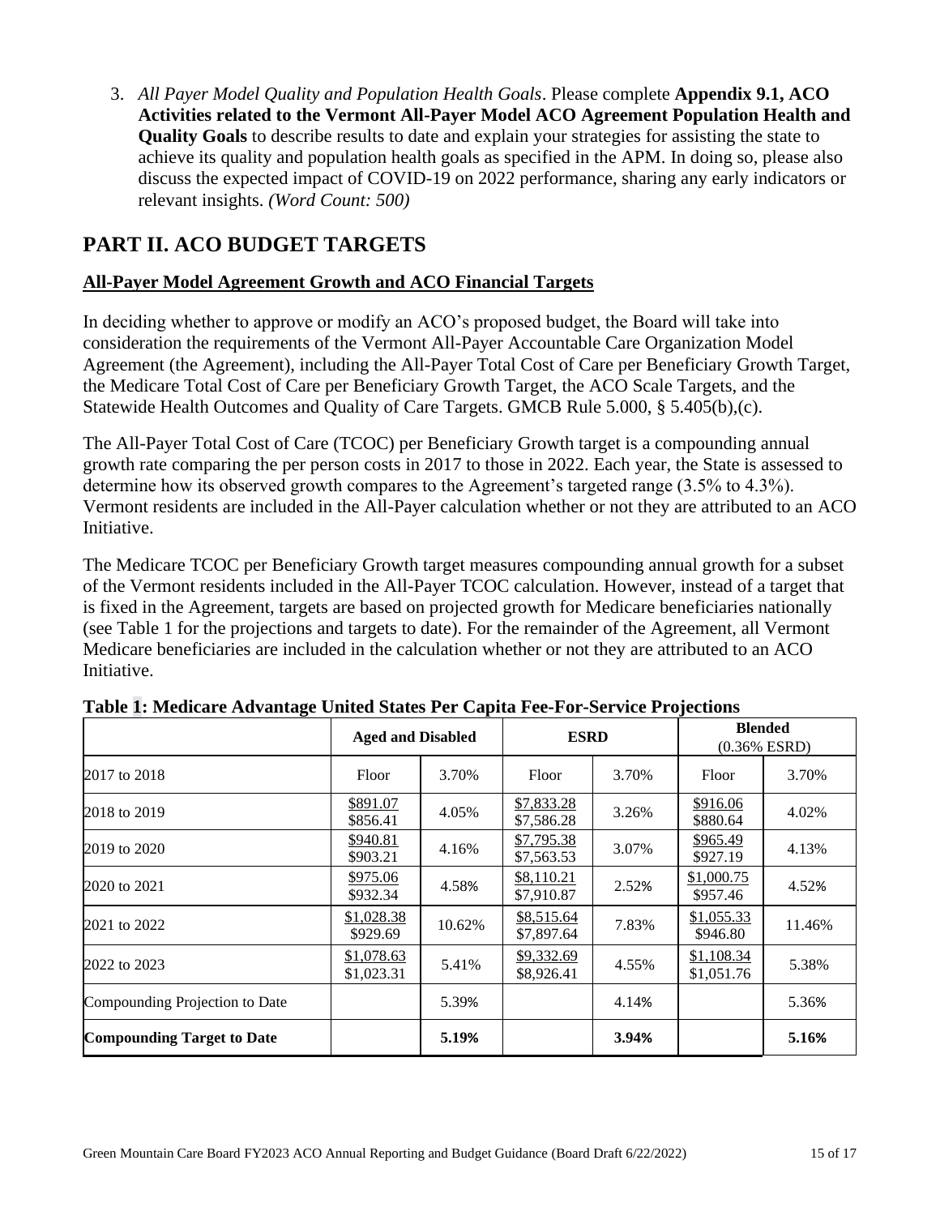3. *All Payer Model Quality and Population Health Goals*. Please complete **Appendix 9.1, ACO Activities related to the Vermont All-Payer Model ACO Agreement Population Health and Quality Goals** to describe results to date and explain your strategies for assisting the state to achieve its quality and population health goals as specified in the APM. In doing so, please also discuss the expected impact of COVID-19 on 2022 performance, sharing any early indicators or relevant insights. *(Word Count: 500)*

## PART II. ACO BUDGET TARGETS

### All-Payer Model Agreement Growth and ACO Financial Targets

In deciding whether to approve or modify an ACO's proposed budget, the Board will take into consideration the requirements of the Vermont All-Payer Accountable Care Organization Model Agreement (the Agreement), including the All-Payer Total Cost of Care per Beneficiary Growth Target, the Medicare Total Cost of Care per Beneficiary Growth Target, the ACO Scale Targets, and the Statewide Health Outcomes and Quality of Care Targets. GMCB Rule 5.000, § 5.405(b),(c).

The All-Payer Total Cost of Care (TCOC) per Beneficiary Growth target is a compounding annual growth rate comparing the per person costs in 2017 to those in 2022. Each year, the State is assessed to determine how its observed growth compares to the Agreement's targeted range (3.5% to 4.3%). Vermont residents are included in the All-Payer calculation whether or not they are attributed to an ACO Initiative.

The Medicare TCOC per Beneficiary Growth target measures compounding annual growth for a subset of the Vermont residents included in the All-Payer TCOC calculation. However, instead of a target that is fixed in the Agreement, targets are based on projected growth for Medicare beneficiaries nationally (see Table 1 for the projections and targets to date). For the remainder of the Agreement, all Vermont Medicare beneficiaries are included in the calculation whether or not they are attributed to an ACO Initiative.

**Table 1: Medicare Advantage United States Per Capita Fee-For-Service Projections**

| | Aged and Disabled | | ESRD | | Blended (0.36% ESRD) | |
|---|---|---|---|---|---|---|
| 2017 to 2018 | Floor | 3.70% | Floor | 3.70% | Floor | 3.70% |
| 2018 to 2019 | \$891.07 / \$856.41 | 4.05% | \$7,833.28 / \$7,586.28 | 3.26% | \$916.06 / \$880.64 | 4.02% |
| 2019 to 2020 | \$940.81 / \$903.21 | 4.16% | \$7,795.38 / \$7,563.53 | 3.07% | \$965.49 / \$927.19 | 4.13% |
| 2020 to 2021 | \$975.06 / \$932.34 | 4.58% | \$8,110.21 / \$7,910.87 | 2.52% | \$1,000.75 / \$957.46 | 4.52% |
| 2021 to 2022 | \$1,028.38 / \$929.69 | 10.62% | \$8,515.64 / \$7,897.64 | 7.83% | \$1,055.33 / \$946.80 | 11.46% |
| 2022 to 2023 | \$1,078.63 / \$1,023.31 | 5.41% | \$9,332.69 / \$8,926.41 | 4.55% | \$1,108.34 / \$1,051.76 | 5.38% |
| Compounding Projection to Date | | 5.39% | | 4.14% | | 5.36% |
| **Compounding Target to Date** | | **5.19%** | | **3.94%** | | **5.16%** |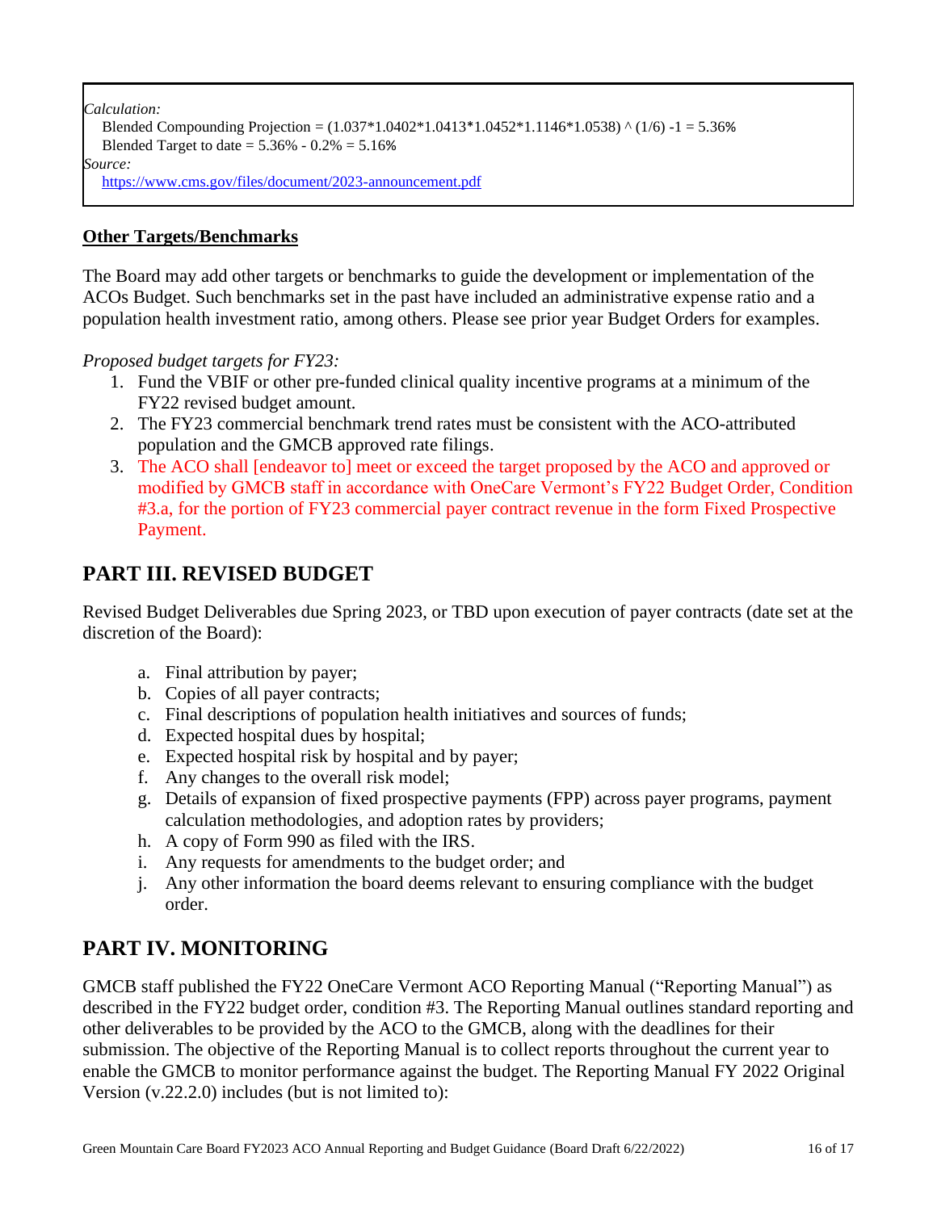*Calculation:*

Blended Compounding Projection = $(1.037*1.0402*1.0413*1.0452*1.1146*1.0538)^{(1/6)} - 1 = 5.36\%$

Blended Target to date = $5.36\% - 0.2\% = 5.16\%$

*Source:*

https://www.cms.gov/files/document/2023-announcement.pdf

**Other Targets/Benchmarks**

The Board may add other targets or benchmarks to guide the development or implementation of the ACOs Budget. Such benchmarks set in the past have included an administrative expense ratio and a population health investment ratio, among others. Please see prior year Budget Orders for examples.

*Proposed budget targets for FY23:*

1. Fund the VBIF or other pre-funded clinical quality incentive programs at a minimum of the FY22 revised budget amount.
2. The FY23 commercial benchmark trend rates must be consistent with the ACO-attributed population and the GMCB approved rate filings.
3. The ACO shall [endeavor to] meet or exceed the target proposed by the ACO and approved or modified by GMCB staff in accordance with OneCare Vermont's FY22 Budget Order, Condition #3.a, for the portion of FY23 commercial payer contract revenue in the form Fixed Prospective Payment.

## PART III. REVISED BUDGET

Revised Budget Deliverables due Spring 2023, or TBD upon execution of payer contracts (date set at the discretion of the Board):

a. Final attribution by payer;
b. Copies of all payer contracts;
c. Final descriptions of population health initiatives and sources of funds;
d. Expected hospital dues by hospital;
e. Expected hospital risk by hospital and by payer;
f. Any changes to the overall risk model;
g. Details of expansion of fixed prospective payments (FPP) across payer programs, payment calculation methodologies, and adoption rates by providers;
h. A copy of Form 990 as filed with the IRS.
i. Any requests for amendments to the budget order; and
j. Any other information the board deems relevant to ensuring compliance with the budget order.

## PART IV. MONITORING

GMCB staff published the FY22 OneCare Vermont ACO Reporting Manual ("Reporting Manual") as described in the FY22 budget order, condition #3. The Reporting Manual outlines standard reporting and other deliverables to be provided by the ACO to the GMCB, along with the deadlines for their submission. The objective of the Reporting Manual is to collect reports throughout the current year to enable the GMCB to monitor performance against the budget. The Reporting Manual FY 2022 Original Version (v.22.2.0) includes (but is not limited to):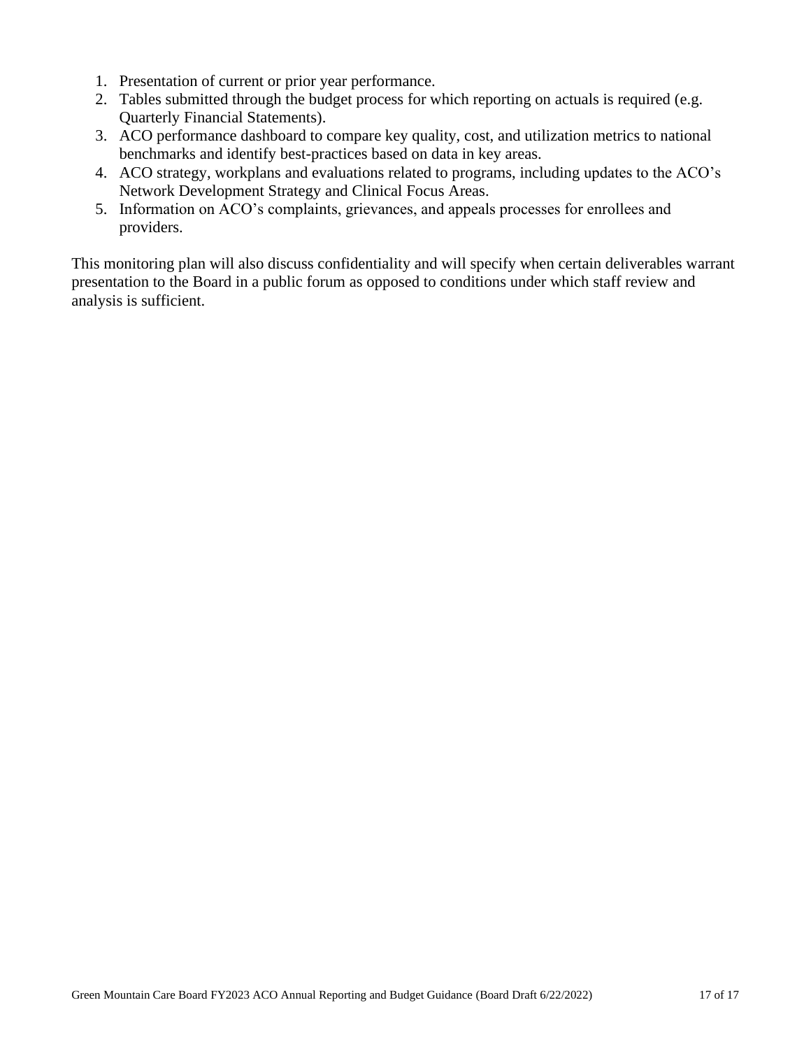1. Presentation of current or prior year performance.
2. Tables submitted through the budget process for which reporting on actuals is required (e.g. Quarterly Financial Statements).
3. ACO performance dashboard to compare key quality, cost, and utilization metrics to national benchmarks and identify best-practices based on data in key areas.
4. ACO strategy, workplans and evaluations related to programs, including updates to the ACO's Network Development Strategy and Clinical Focus Areas.
5. Information on ACO's complaints, grievances, and appeals processes for enrollees and providers.

This monitoring plan will also discuss confidentiality and will specify when certain deliverables warrant presentation to the Board in a public forum as opposed to conditions under which staff review and analysis is sufficient.